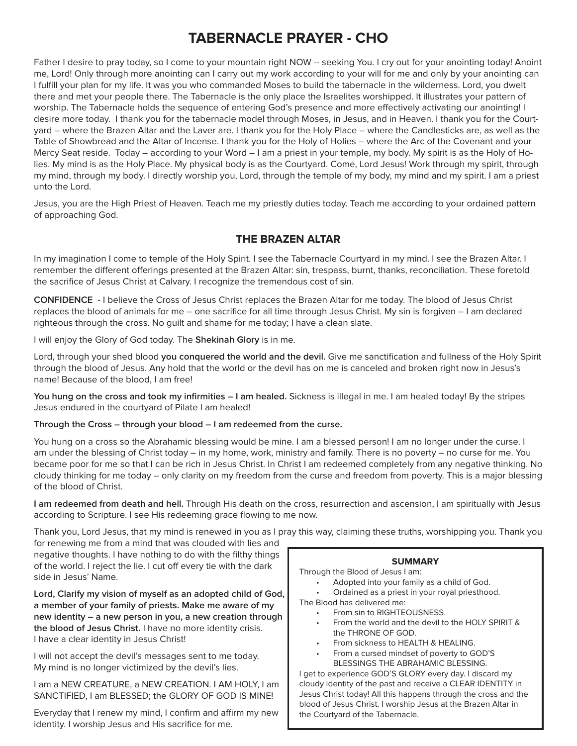# TABERNACLE PRAYER - CHO

Father I desire to pray today, so I come to your mountain right NOW -- seeking You. I cry out for your anointing today! Anoint me, Lord! Only through more anointing can I carry out my work according to your will for me and only by your anointing can I fulfill your plan for my life. It was you who commanded Moses to build the tabernacle in the wilderness. Lord, you dwelt there and met your people there. The Tabernacle is the only place the Israelites worshipped. It illustrates your pattern of worship. The Tabernacle holds the sequence of entering God's presence and more effectively activating our anointing! I desire more today. I thank you for the tabernacle model through Moses, in Jesus, and in Heaven. I thank you for the Courtyard – where the Brazen Altar and the Laver are. I thank you for the Holy Place – where the Candlesticks are, as well as the Table of Showbread and the Altar of Incense. I thank you for the Holy of Holies – where the Arc of the Covenant and your Mercy Seat reside. Today – according to your Word – I am a priest in your temple, my body. My spirit is as the Holy of Holies. My mind is as the Holy Place. My physical body is as the Courtyard. Come, Lord Jesus! Work through my spirit, through my mind, through my body. I directly worship you, Lord, through the temple of my body, my mind and my spirit. I am a priest unto the Lord.

Jesus, you are the High Priest of Heaven. Teach me my priestly duties today. Teach me according to your ordained pattern of approaching God.

## THE BRAZEN ALTAR

In my imagination I come to temple of the Holy Spirit. I see the Tabernacle Courtyard in my mind. I see the Brazen Altar. I remember the different offerings presented at the Brazen Altar: sin, trespass, burnt, thanks, reconciliation. These foretold the sacrifice of Jesus Christ at Calvary. I recognize the tremendous cost of sin.

**CONFIDENCE** - I believe the Cross of Jesus Christ replaces the Brazen Altar for me today. The blood of Jesus Christ replaces the blood of animals for me – one sacrifice for all time through Jesus Christ. My sin is forgiven – I am declared righteous through the cross. No guilt and shame for me today; I have a clean slate.

I will enjoy the Glory of God today. The **Shekinah Glory** is in me.

Lord, through your shed blood **you conquered the world and the devil.** Give me sanctification and fullness of the Holy Spirit through the blood of Jesus. Any hold that the world or the devil has on me is canceled and broken right now in Jesus's name! Because of the blood, I am free!

**You hung on the cross and took my infirmities – I am healed.** Sickness is illegal in me. I am healed today! By the stripes Jesus endured in the courtyard of Pilate I am healed!

**Through the Cross – through your blood – I am redeemed from the curse.**

You hung on a cross so the Abrahamic blessing would be mine. I am a blessed person! I am no longer under the curse. I am under the blessing of Christ today – in my home, work, ministry and family. There is no poverty – no curse for me. You became poor for me so that I can be rich in Jesus Christ. In Christ I am redeemed completely from any negative thinking. No cloudy thinking for me today – only clarity on my freedom from the curse and freedom from poverty. This is a major blessing of the blood of Christ.

**I am redeemed from death and hell.** Through His death on the cross, resurrection and ascension, I am spiritually with Jesus according to Scripture. I see His redeeming grace flowing to me now.

Thank you, Lord Jesus, that my mind is renewed in you as I pray this way, claiming these truths, worshipping you. Thank you for renewing me from a mind that was clouded with lies and negative thoughts. I have nothing to do with the filthy things of the world. I reject the lie. I cut off every tie with the dark side in Jesus' Name.

**Lord, Clarify my vision of myself as an adopted child of God, a member of your family of priests. Make me aware of my new identity – a new person in you, a new creation through the blood of Jesus Christ.** I have no more identity crisis. I have a clear identity in Jesus Christ!

I will not accept the devil's messages sent to me today. My mind is no longer victimized by the devil's lies.

I am a NEW CREATURE, a NEW CREATION. I AM HOLY, I am SANCTIFIED, I am BLESSED; the GLORY OF GOD IS MINE!

Everyday that I renew my mind, I confirm and affirm my new identity. I worship Jesus and His sacrifice for me.

**SUMMARY**

Through the Blood of Jesus I am:

- Adopted into your family as a child of God.
- Ordained as a priest in your royal priesthood.

The Blood has delivered me:

- From sin to RIGHTEOUSNESS.
- From the world and the devil to the HOLY SPIRIT & the THRONE OF GOD.
- From sickness to HEALTH & HEALING.
- From a cursed mindset of poverty to GOD'S BLESSINGS THE ABRAHAMIC BLESSING.

I get to experience GOD'S GLORY every day. I discard my cloudy identity of the past and receive a CLEAR IDENTITY in Jesus Christ today! All this happens through the cross and the blood of Jesus Christ. I worship Jesus at the Brazen Altar in the Courtyard of the Tabernacle.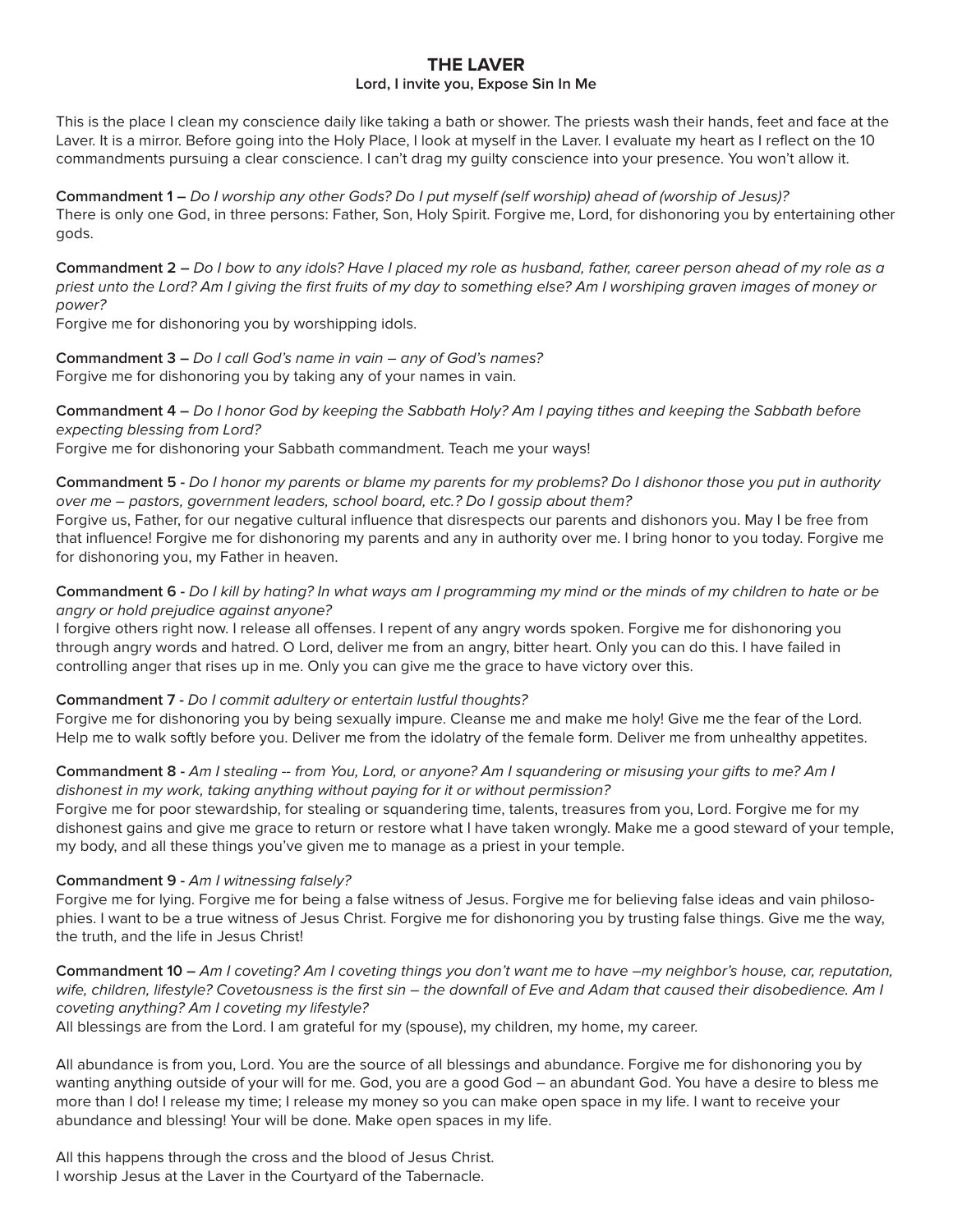# THE LAVER

**Lord, I invite you, Expose Sin In Me**

This is the place I clean my conscience daily like taking a bath or shower. The priests wash their hands, feet and face at the Laver. It is a mirror. Before going into the Holy Place, I look at myself in the Laver. I evaluate my heart as I reflect on the 10 commandments pursuing a clear conscience. I can't drag my guilty conscience into your presence. You won't allow it.

**Commandment 1 –** *Do I worship any other Gods? Do I put myself (self worship) ahead of (worship of Jesus)?*
There is only one God, in three persons: Father, Son, Holy Spirit. Forgive me, Lord, for dishonoring you by entertaining other gods.

**Commandment 2 –** *Do I bow to any idols? Have I placed my role as husband, father, career person ahead of my role as a priest unto the Lord? Am I giving the first fruits of my day to something else? Am I worshiping graven images of money or power?*
Forgive me for dishonoring you by worshipping idols.

**Commandment 3 –** *Do I call God's name in vain – any of God's names?*
Forgive me for dishonoring you by taking any of your names in vain.

**Commandment 4 –** *Do I honor God by keeping the Sabbath Holy? Am I paying tithes and keeping the Sabbath before expecting blessing from Lord?*
Forgive me for dishonoring your Sabbath commandment. Teach me your ways!

**Commandment 5 -** *Do I honor my parents or blame my parents for my problems? Do I dishonor those you put in authority over me – pastors, government leaders, school board, etc.? Do I gossip about them?*
Forgive us, Father, for our negative cultural influence that disrespects our parents and dishonors you. May I be free from that influence! Forgive me for dishonoring my parents and any in authority over me. I bring honor to you today. Forgive me for dishonoring you, my Father in heaven.

**Commandment 6 -** *Do I kill by hating? In what ways am I programming my mind or the minds of my children to hate or be angry or hold prejudice against anyone?*
I forgive others right now. I release all offenses. I repent of any angry words spoken. Forgive me for dishonoring you through angry words and hatred. O Lord, deliver me from an angry, bitter heart. Only you can do this. I have failed in controlling anger that rises up in me. Only you can give me the grace to have victory over this.

**Commandment 7 -** *Do I commit adultery or entertain lustful thoughts?*
Forgive me for dishonoring you by being sexually impure. Cleanse me and make me holy! Give me the fear of the Lord. Help me to walk softly before you. Deliver me from the idolatry of the female form. Deliver me from unhealthy appetites.

**Commandment 8 -** *Am I stealing -- from You, Lord, or anyone? Am I squandering or misusing your gifts to me? Am I dishonest in my work, taking anything without paying for it or without permission?*
Forgive me for poor stewardship, for stealing or squandering time, talents, treasures from you, Lord. Forgive me for my dishonest gains and give me grace to return or restore what I have taken wrongly. Make me a good steward of your temple, my body, and all these things you've given me to manage as a priest in your temple.

**Commandment 9 -** *Am I witnessing falsely?*
Forgive me for lying. Forgive me for being a false witness of Jesus. Forgive me for believing false ideas and vain philosophies. I want to be a true witness of Jesus Christ. Forgive me for dishonoring you by trusting false things. Give me the way, the truth, and the life in Jesus Christ!

**Commandment 10 –** *Am I coveting? Am I coveting things you don't want me to have –my neighbor's house, car, reputation, wife, children, lifestyle? Covetousness is the first sin – the downfall of Eve and Adam that caused their disobedience. Am I coveting anything? Am I coveting my lifestyle?*
All blessings are from the Lord. I am grateful for my (spouse), my children, my home, my career.

All abundance is from you, Lord. You are the source of all blessings and abundance. Forgive me for dishonoring you by wanting anything outside of your will for me. God, you are a good God – an abundant God. You have a desire to bless me more than I do! I release my time; I release my money so you can make open space in my life. I want to receive your abundance and blessing! Your will be done. Make open spaces in my life.

All this happens through the cross and the blood of Jesus Christ.
I worship Jesus at the Laver in the Courtyard of the Tabernacle.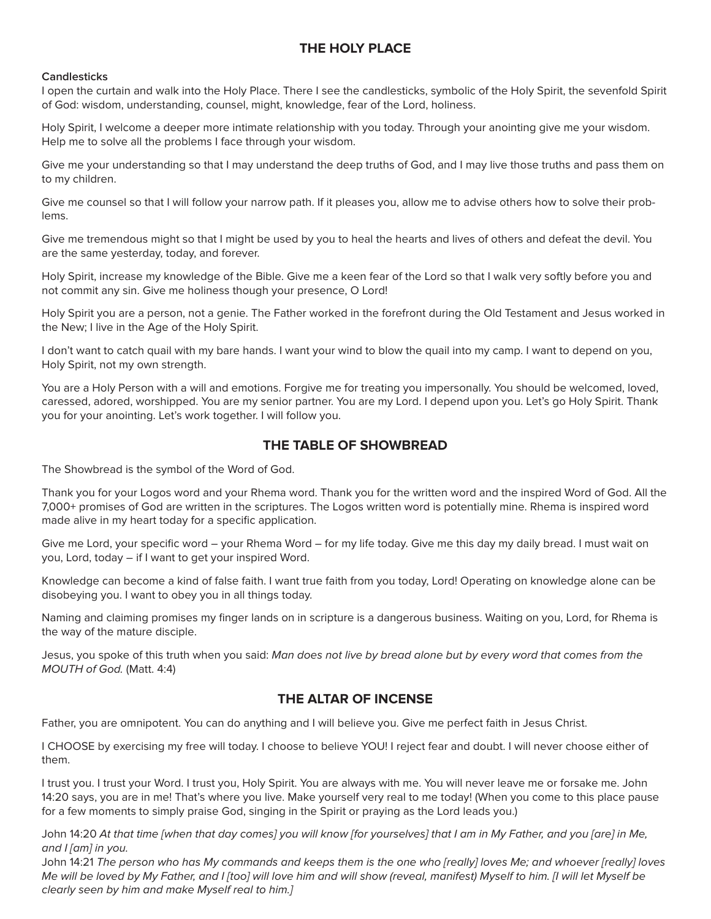## THE HOLY PLACE

**Candlesticks**

I open the curtain and walk into the Holy Place. There I see the candlesticks, symbolic of the Holy Spirit, the sevenfold Spirit of God: wisdom, understanding, counsel, might, knowledge, fear of the Lord, holiness.

Holy Spirit, I welcome a deeper more intimate relationship with you today. Through your anointing give me your wisdom. Help me to solve all the problems I face through your wisdom.

Give me your understanding so that I may understand the deep truths of God, and I may live those truths and pass them on to my children.

Give me counsel so that I will follow your narrow path. If it pleases you, allow me to advise others how to solve their problems.

Give me tremendous might so that I might be used by you to heal the hearts and lives of others and defeat the devil. You are the same yesterday, today, and forever.

Holy Spirit, increase my knowledge of the Bible. Give me a keen fear of the Lord so that I walk very softly before you and not commit any sin. Give me holiness though your presence, O Lord!

Holy Spirit you are a person, not a genie. The Father worked in the forefront during the Old Testament and Jesus worked in the New; I live in the Age of the Holy Spirit.

I don't want to catch quail with my bare hands. I want your wind to blow the quail into my camp. I want to depend on you, Holy Spirit, not my own strength.

You are a Holy Person with a will and emotions. Forgive me for treating you impersonally. You should be welcomed, loved, caressed, adored, worshipped. You are my senior partner. You are my Lord. I depend upon you. Let's go Holy Spirit. Thank you for your anointing. Let's work together. I will follow you.

## THE TABLE OF SHOWBREAD

The Showbread is the symbol of the Word of God.

Thank you for your Logos word and your Rhema word. Thank you for the written word and the inspired Word of God. All the 7,000+ promises of God are written in the scriptures. The Logos written word is potentially mine. Rhema is inspired word made alive in my heart today for a specific application.

Give me Lord, your specific word – your Rhema Word – for my life today. Give me this day my daily bread. I must wait on you, Lord, today – if I want to get your inspired Word.

Knowledge can become a kind of false faith. I want true faith from you today, Lord! Operating on knowledge alone can be disobeying you. I want to obey you in all things today.

Naming and claiming promises my finger lands on in scripture is a dangerous business. Waiting on you, Lord, for Rhema is the way of the mature disciple.

Jesus, you spoke of this truth when you said: *Man does not live by bread alone but by every word that comes from the MOUTH of God.* (Matt. 4:4)

## THE ALTAR OF INCENSE

Father, you are omnipotent. You can do anything and I will believe you. Give me perfect faith in Jesus Christ.

I CHOOSE by exercising my free will today. I choose to believe YOU! I reject fear and doubt. I will never choose either of them.

I trust you. I trust your Word. I trust you, Holy Spirit. You are always with me. You will never leave me or forsake me. John 14:20 says, you are in me! That's where you live. Make yourself very real to me today! (When you come to this place pause for a few moments to simply praise God, singing in the Spirit or praying as the Lord leads you.)

John 14:20 *At that time [when that day comes] you will know [for yourselves] that I am in My Father, and you [are] in Me, and I [am] in you.*
John 14:21 *The person who has My commands and keeps them is the one who [really] loves Me; and whoever [really] loves Me will be loved by My Father, and I [too] will love him and will show (reveal, manifest) Myself to him. [I will let Myself be clearly seen by him and make Myself real to him.]*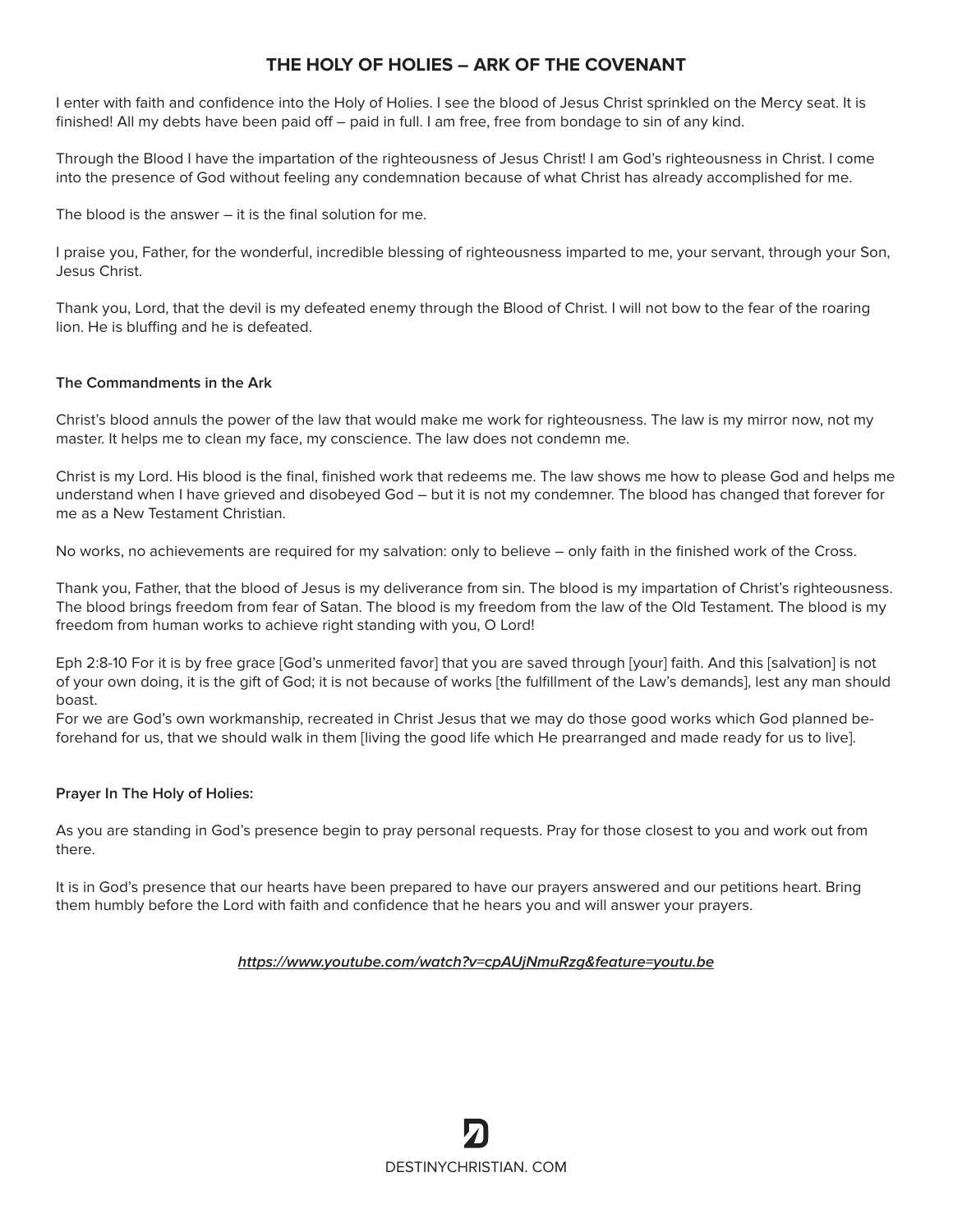# THE HOLY OF HOLIES – ARK OF THE COVENANT

I enter with faith and confidence into the Holy of Holies. I see the blood of Jesus Christ sprinkled on the Mercy seat. It is finished! All my debts have been paid off – paid in full. I am free, free from bondage to sin of any kind.

Through the Blood I have the impartation of the righteousness of Jesus Christ! I am God's righteousness in Christ. I come into the presence of God without feeling any condemnation because of what Christ has already accomplished for me.

The blood is the answer – it is the final solution for me.

I praise you, Father, for the wonderful, incredible blessing of righteousness imparted to me, your servant, through your Son, Jesus Christ.

Thank you, Lord, that the devil is my defeated enemy through the Blood of Christ. I will not bow to the fear of the roaring lion. He is bluffing and he is defeated.

**The Commandments in the Ark**

Christ's blood annuls the power of the law that would make me work for righteousness. The law is my mirror now, not my master. It helps me to clean my face, my conscience. The law does not condemn me.

Christ is my Lord. His blood is the final, finished work that redeems me. The law shows me how to please God and helps me understand when I have grieved and disobeyed God – but it is not my condemner. The blood has changed that forever for me as a New Testament Christian.

No works, no achievements are required for my salvation: only to believe – only faith in the finished work of the Cross.

Thank you, Father, that the blood of Jesus is my deliverance from sin. The blood is my impartation of Christ's righteousness. The blood brings freedom from fear of Satan. The blood is my freedom from the law of the Old Testament. The blood is my freedom from human works to achieve right standing with you, O Lord!

Eph 2:8-10 For it is by free grace [God's unmerited favor] that you are saved through [your] faith. And this [salvation] is not of your own doing, it is the gift of God; it is not because of works [the fulfillment of the Law's demands], lest any man should boast.
For we are God's own workmanship, recreated in Christ Jesus that we may do those good works which God planned beforehand for us, that we should walk in them [living the good life which He prearranged and made ready for us to live].

**Prayer In The Holy of Holies:**

As you are standing in God's presence begin to pray personal requests. Pray for those closest to you and work out from there.

It is in God's presence that our hearts have been prepared to have our prayers answered and our petitions heart. Bring them humbly before the Lord with faith and confidence that he hears you and will answer your prayers.

***https://www.youtube.com/watch?v=cpAUjNmuRzg&feature=youtu.be***

DESTINYCHRISTIAN. COM